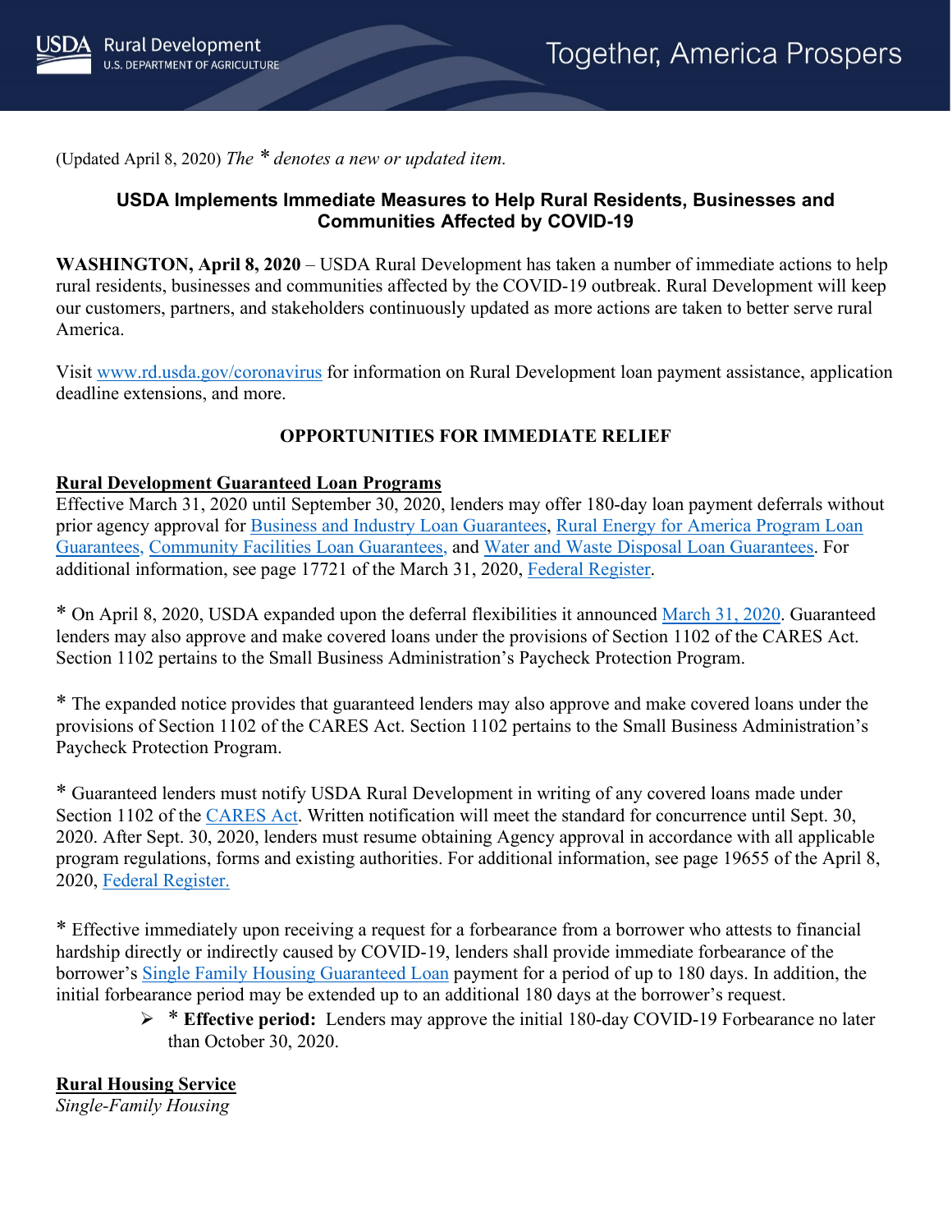(Updated April 8, 2020) *The * denotes a new or updated item.*

## USDA Implements Immediate Measures to Help Rural Residents, Businesses and Communities Affected by COVID-19

**WASHINGTON, April 8, 2020** – USDA Rural Development has taken a number of immediate actions to help rural residents, businesses and communities affected by the COVID-19 outbreak. Rural Development will keep our customers, partners, and stakeholders continuously updated as more actions are taken to better serve rural America.

Visit www.rd.usda.gov/coronavirus for information on Rural Development loan payment assistance, application deadline extensions, and more.

### OPPORTUNITIES FOR IMMEDIATE RELIEF

**Rural Development Guaranteed Loan Programs**

Effective March 31, 2020 until September 30, 2020, lenders may offer 180-day loan payment deferrals without prior agency approval for Business and Industry Loan Guarantees, Rural Energy for America Program Loan Guarantees, Community Facilities Loan Guarantees, and Water and Waste Disposal Loan Guarantees. For additional information, see page 17721 of the March 31, 2020, Federal Register.

* On April 8, 2020, USDA expanded upon the deferral flexibilities it announced March 31, 2020. Guaranteed lenders may also approve and make covered loans under the provisions of Section 1102 of the CARES Act. Section 1102 pertains to the Small Business Administration's Paycheck Protection Program.

* The expanded notice provides that guaranteed lenders may also approve and make covered loans under the provisions of Section 1102 of the CARES Act. Section 1102 pertains to the Small Business Administration's Paycheck Protection Program.

* Guaranteed lenders must notify USDA Rural Development in writing of any covered loans made under Section 1102 of the CARES Act. Written notification will meet the standard for concurrence until Sept. 30, 2020. After Sept. 30, 2020, lenders must resume obtaining Agency approval in accordance with all applicable program regulations, forms and existing authorities. For additional information, see page 19655 of the April 8, 2020, Federal Register.

* Effective immediately upon receiving a request for a forbearance from a borrower who attests to financial hardship directly or indirectly caused by COVID-19, lenders shall provide immediate forbearance of the borrower's Single Family Housing Guaranteed Loan payment for a period of up to 180 days. In addition, the initial forbearance period may be extended up to an additional 180 days at the borrower's request.

- * **Effective period:** Lenders may approve the initial 180-day COVID-19 Forbearance no later than October 30, 2020.

**Rural Housing Service**

*Single-Family Housing*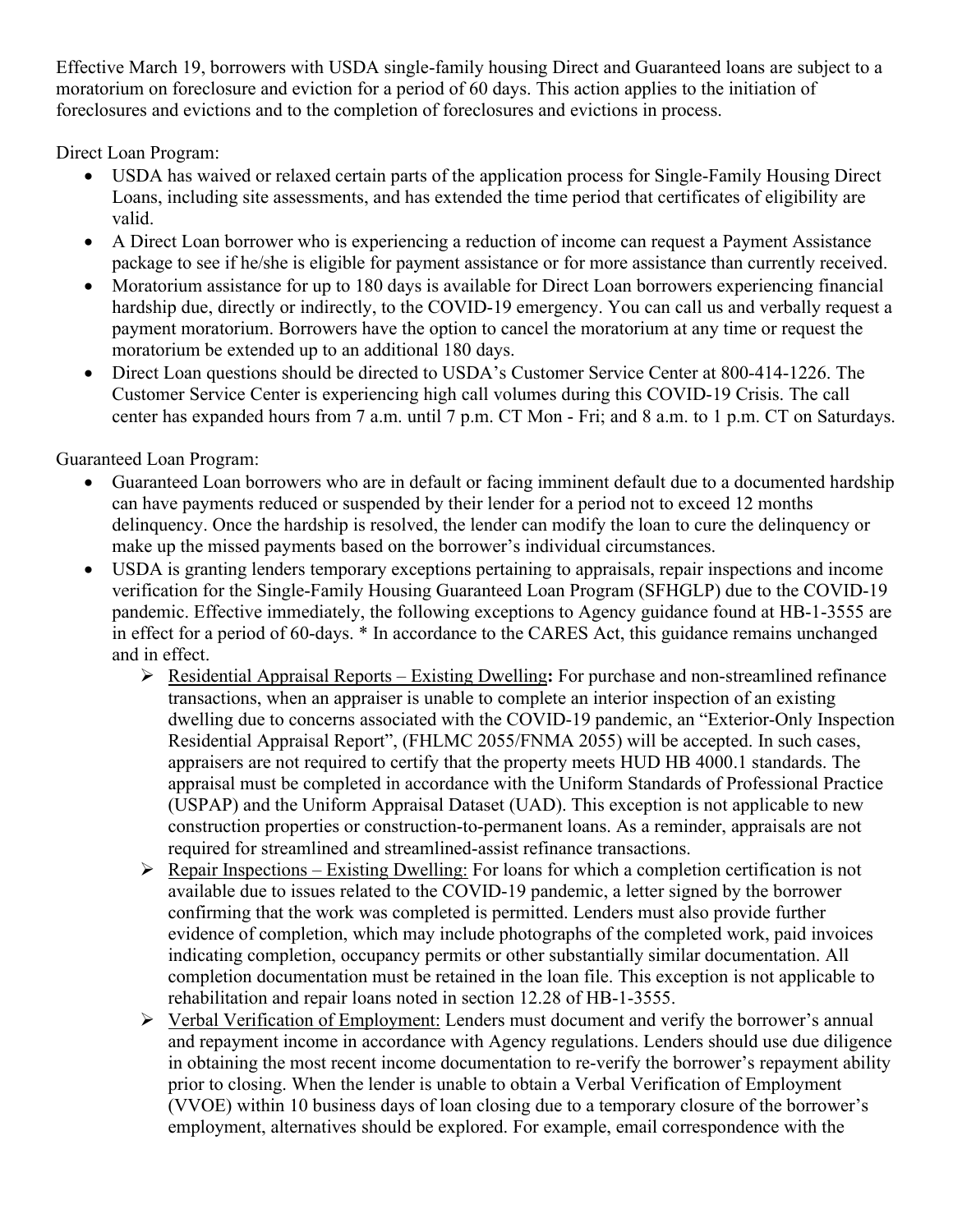Effective March 19, borrowers with USDA single-family housing Direct and Guaranteed loans are subject to a moratorium on foreclosure and eviction for a period of 60 days. This action applies to the initiation of foreclosures and evictions and to the completion of foreclosures and evictions in process.

Direct Loan Program:

- USDA has waived or relaxed certain parts of the application process for Single-Family Housing Direct Loans, including site assessments, and has extended the time period that certificates of eligibility are valid.
- A Direct Loan borrower who is experiencing a reduction of income can request a Payment Assistance package to see if he/she is eligible for payment assistance or for more assistance than currently received.
- Moratorium assistance for up to 180 days is available for Direct Loan borrowers experiencing financial hardship due, directly or indirectly, to the COVID-19 emergency. You can call us and verbally request a payment moratorium. Borrowers have the option to cancel the moratorium at any time or request the moratorium be extended up to an additional 180 days.
- Direct Loan questions should be directed to USDA's Customer Service Center at 800-414-1226. The Customer Service Center is experiencing high call volumes during this COVID-19 Crisis. The call center has expanded hours from 7 a.m. until 7 p.m. CT Mon - Fri; and 8 a.m. to 1 p.m. CT on Saturdays.

Guaranteed Loan Program:

- Guaranteed Loan borrowers who are in default or facing imminent default due to a documented hardship can have payments reduced or suspended by their lender for a period not to exceed 12 months delinquency. Once the hardship is resolved, the lender can modify the loan to cure the delinquency or make up the missed payments based on the borrower's individual circumstances.
- USDA is granting lenders temporary exceptions pertaining to appraisals, repair inspections and income verification for the Single-Family Housing Guaranteed Loan Program (SFHGLP) due to the COVID-19 pandemic. Effective immediately, the following exceptions to Agency guidance found at HB-1-3555 are in effect for a period of 60-days. * In accordance to the CARES Act, this guidance remains unchanged and in effect.
  - Residential Appraisal Reports – Existing Dwelling**:** For purchase and non-streamlined refinance transactions, when an appraiser is unable to complete an interior inspection of an existing dwelling due to concerns associated with the COVID-19 pandemic, an "Exterior-Only Inspection Residential Appraisal Report", (FHLMC 2055/FNMA 2055) will be accepted. In such cases, appraisers are not required to certify that the property meets HUD HB 4000.1 standards. The appraisal must be completed in accordance with the Uniform Standards of Professional Practice (USPAP) and the Uniform Appraisal Dataset (UAD). This exception is not applicable to new construction properties or construction-to-permanent loans. As a reminder, appraisals are not required for streamlined and streamlined-assist refinance transactions.
  - Repair Inspections – Existing Dwelling: For loans for which a completion certification is not available due to issues related to the COVID-19 pandemic, a letter signed by the borrower confirming that the work was completed is permitted. Lenders must also provide further evidence of completion, which may include photographs of the completed work, paid invoices indicating completion, occupancy permits or other substantially similar documentation. All completion documentation must be retained in the loan file. This exception is not applicable to rehabilitation and repair loans noted in section 12.28 of HB-1-3555.
  - Verbal Verification of Employment: Lenders must document and verify the borrower's annual and repayment income in accordance with Agency regulations. Lenders should use due diligence in obtaining the most recent income documentation to re-verify the borrower's repayment ability prior to closing. When the lender is unable to obtain a Verbal Verification of Employment (VVOE) within 10 business days of loan closing due to a temporary closure of the borrower's employment, alternatives should be explored. For example, email correspondence with the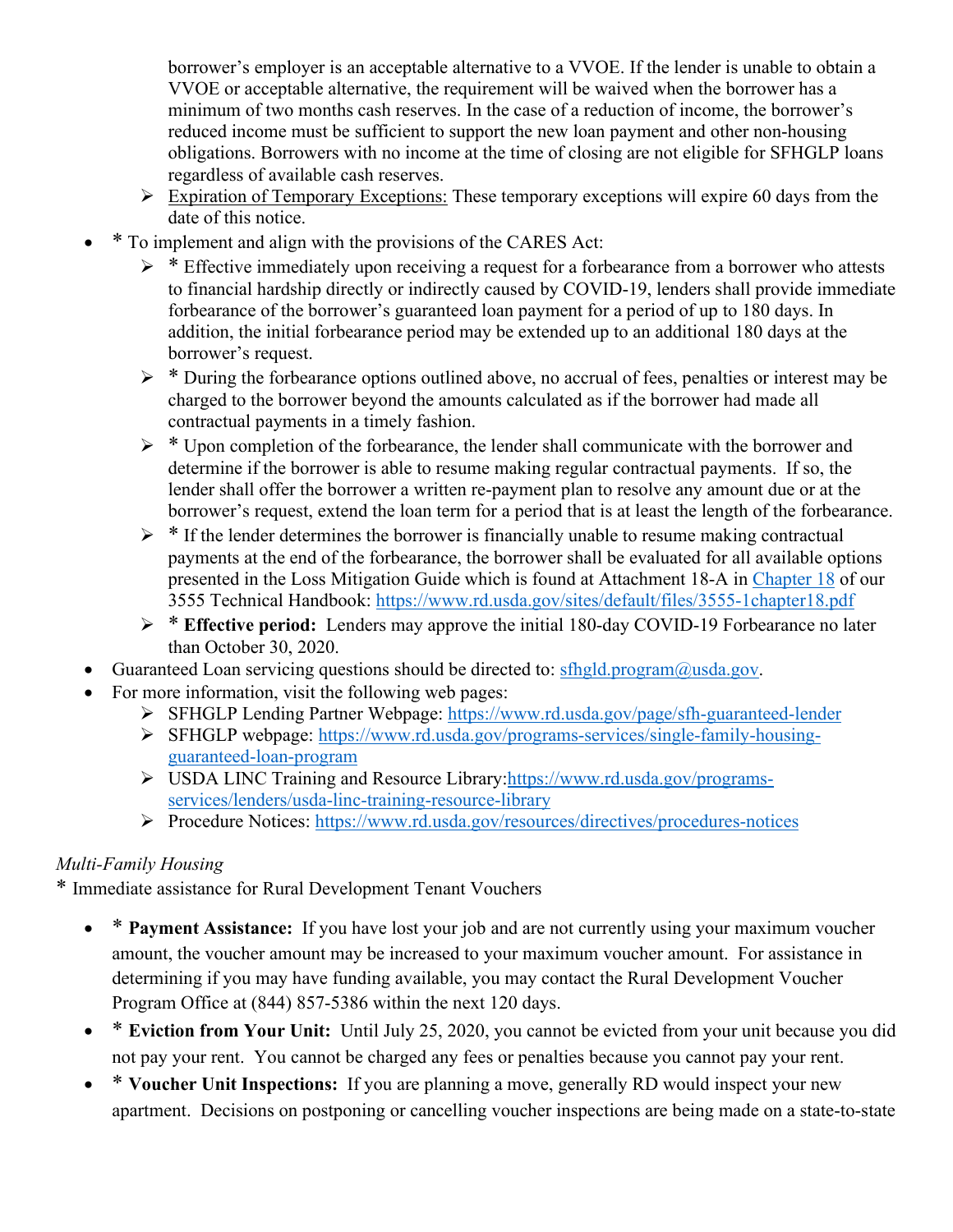borrower's employer is an acceptable alternative to a VVOE. If the lender is unable to obtain a VVOE or acceptable alternative, the requirement will be waived when the borrower has a minimum of two months cash reserves. In the case of a reduction of income, the borrower's reduced income must be sufficient to support the new loan payment and other non-housing obligations. Borrowers with no income at the time of closing are not eligible for SFHGLP loans regardless of available cash reserves.

  - Expiration of Temporary Exceptions: These temporary exceptions will expire 60 days from the date of this notice.

- * To implement and align with the provisions of the CARES Act:
  - * Effective immediately upon receiving a request for a forbearance from a borrower who attests to financial hardship directly or indirectly caused by COVID-19, lenders shall provide immediate forbearance of the borrower's guaranteed loan payment for a period of up to 180 days. In addition, the initial forbearance period may be extended up to an additional 180 days at the borrower's request.
  - * During the forbearance options outlined above, no accrual of fees, penalties or interest may be charged to the borrower beyond the amounts calculated as if the borrower had made all contractual payments in a timely fashion.
  - * Upon completion of the forbearance, the lender shall communicate with the borrower and determine if the borrower is able to resume making regular contractual payments. If so, the lender shall offer the borrower a written re-payment plan to resolve any amount due or at the borrower's request, extend the loan term for a period that is at least the length of the forbearance.
  - * If the lender determines the borrower is financially unable to resume making contractual payments at the end of the forbearance, the borrower shall be evaluated for all available options presented in the Loss Mitigation Guide which is found at Attachment 18-A in Chapter 18 of our 3555 Technical Handbook: https://www.rd.usda.gov/sites/default/files/3555-1chapter18.pdf
  - * **Effective period:** Lenders may approve the initial 180-day COVID-19 Forbearance no later than October 30, 2020.
- Guaranteed Loan servicing questions should be directed to: sfhgld.program@usda.gov.
- For more information, visit the following web pages:
  - SFHGLP Lending Partner Webpage: https://www.rd.usda.gov/page/sfh-guaranteed-lender
  - SFHGLP webpage: https://www.rd.usda.gov/programs-services/single-family-housing-guaranteed-loan-program
  - USDA LINC Training and Resource Library:https://www.rd.usda.gov/programs-services/lenders/usda-linc-training-resource-library
  - Procedure Notices: https://www.rd.usda.gov/resources/directives/procedures-notices

*Multi-Family Housing*

* Immediate assistance for Rural Development Tenant Vouchers

- * **Payment Assistance:** If you have lost your job and are not currently using your maximum voucher amount, the voucher amount may be increased to your maximum voucher amount. For assistance in determining if you may have funding available, you may contact the Rural Development Voucher Program Office at (844) 857-5386 within the next 120 days.
- * **Eviction from Your Unit:** Until July 25, 2020, you cannot be evicted from your unit because you did not pay your rent. You cannot be charged any fees or penalties because you cannot pay your rent.
- * **Voucher Unit Inspections:** If you are planning a move, generally RD would inspect your new apartment. Decisions on postponing or cancelling voucher inspections are being made on a state-to-state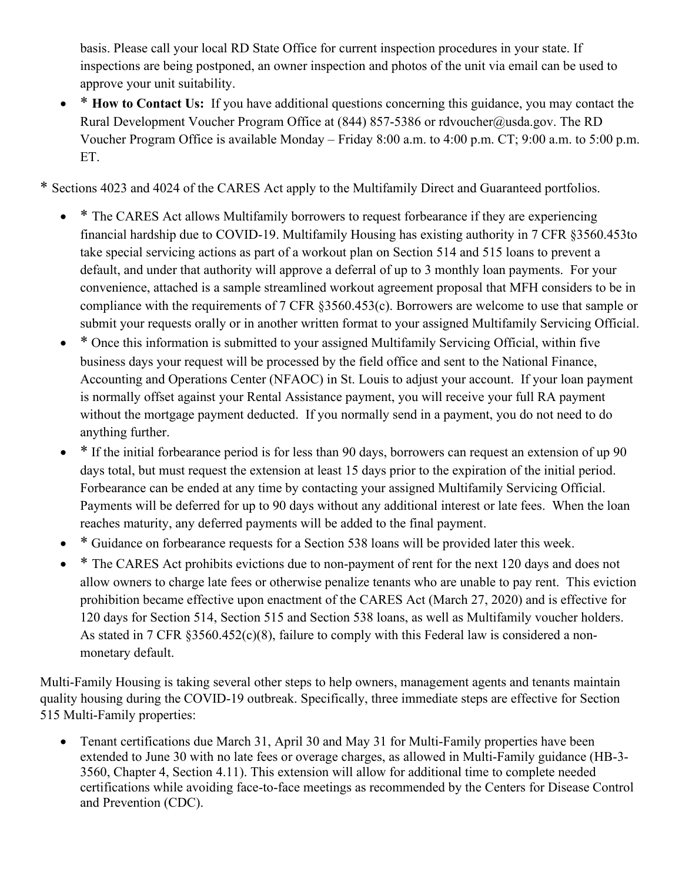basis. Please call your local RD State Office for current inspection procedures in your state. If inspections are being postponed, an owner inspection and photos of the unit via email can be used to approve your unit suitability.

- * **How to Contact Us:** If you have additional questions concerning this guidance, you may contact the Rural Development Voucher Program Office at (844) 857-5386 or rdvoucher@usda.gov. The RD Voucher Program Office is available Monday – Friday 8:00 a.m. to 4:00 p.m. CT; 9:00 a.m. to 5:00 p.m. ET.

* Sections 4023 and 4024 of the CARES Act apply to the Multifamily Direct and Guaranteed portfolios.

- * The CARES Act allows Multifamily borrowers to request forbearance if they are experiencing financial hardship due to COVID-19. Multifamily Housing has existing authority in 7 CFR §3560.453to take special servicing actions as part of a workout plan on Section 514 and 515 loans to prevent a default, and under that authority will approve a deferral of up to 3 monthly loan payments. For your convenience, attached is a sample streamlined workout agreement proposal that MFH considers to be in compliance with the requirements of 7 CFR §3560.453(c). Borrowers are welcome to use that sample or submit your requests orally or in another written format to your assigned Multifamily Servicing Official.
- * Once this information is submitted to your assigned Multifamily Servicing Official, within five business days your request will be processed by the field office and sent to the National Finance, Accounting and Operations Center (NFAOC) in St. Louis to adjust your account. If your loan payment is normally offset against your Rental Assistance payment, you will receive your full RA payment without the mortgage payment deducted. If you normally send in a payment, you do not need to do anything further.
- * If the initial forbearance period is for less than 90 days, borrowers can request an extension of up 90 days total, but must request the extension at least 15 days prior to the expiration of the initial period. Forbearance can be ended at any time by contacting your assigned Multifamily Servicing Official. Payments will be deferred for up to 90 days without any additional interest or late fees. When the loan reaches maturity, any deferred payments will be added to the final payment.
- * Guidance on forbearance requests for a Section 538 loans will be provided later this week.
- * The CARES Act prohibits evictions due to non-payment of rent for the next 120 days and does not allow owners to charge late fees or otherwise penalize tenants who are unable to pay rent. This eviction prohibition became effective upon enactment of the CARES Act (March 27, 2020) and is effective for 120 days for Section 514, Section 515 and Section 538 loans, as well as Multifamily voucher holders. As stated in 7 CFR §3560.452(c)(8), failure to comply with this Federal law is considered a non-monetary default.

Multi-Family Housing is taking several other steps to help owners, management agents and tenants maintain quality housing during the COVID-19 outbreak. Specifically, three immediate steps are effective for Section 515 Multi-Family properties:

- Tenant certifications due March 31, April 30 and May 31 for Multi-Family properties have been extended to June 30 with no late fees or overage charges, as allowed in Multi-Family guidance (HB-3-3560, Chapter 4, Section 4.11). This extension will allow for additional time to complete needed certifications while avoiding face-to-face meetings as recommended by the Centers for Disease Control and Prevention (CDC).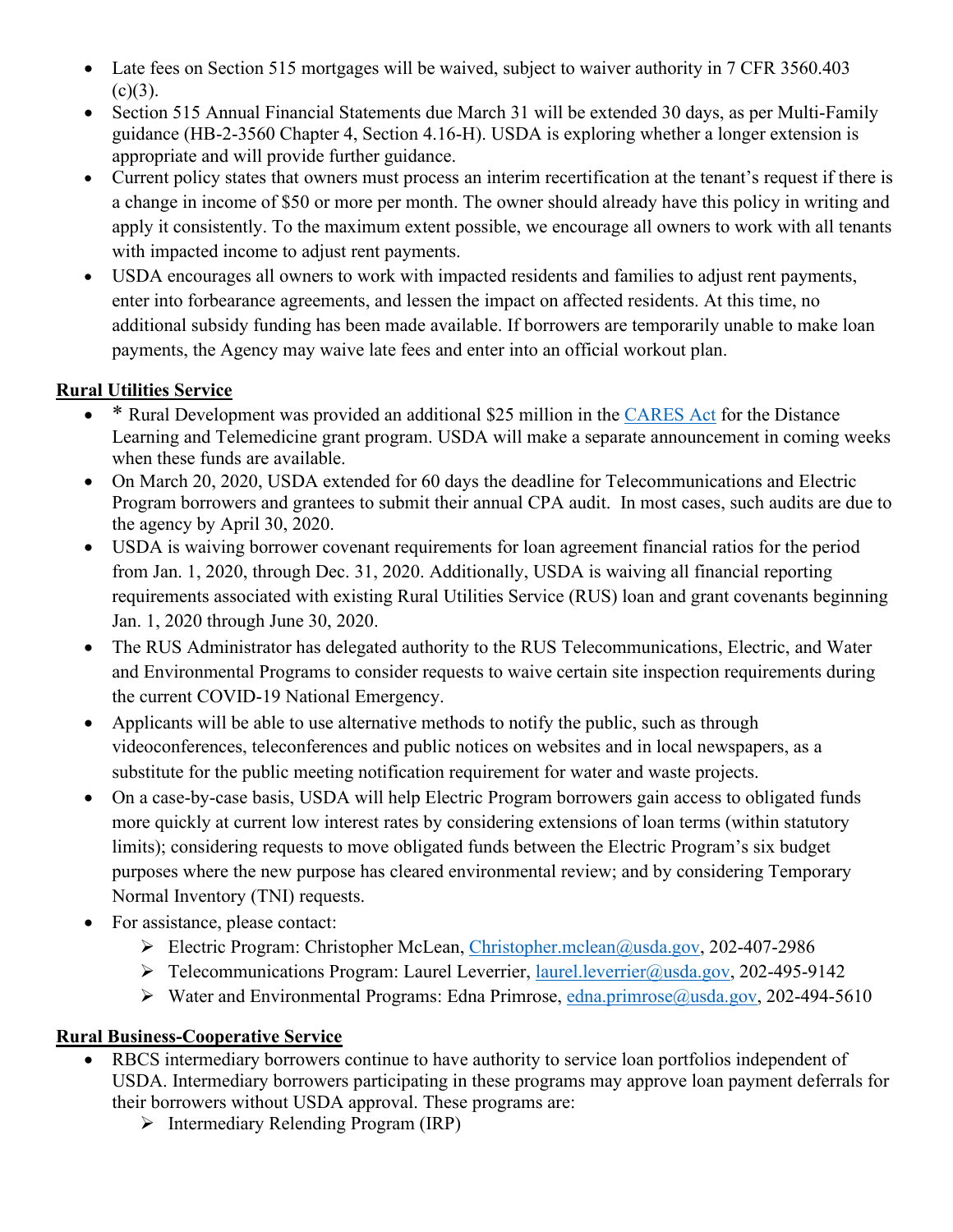- Late fees on Section 515 mortgages will be waived, subject to waiver authority in 7 CFR 3560.403 (c)(3).
- Section 515 Annual Financial Statements due March 31 will be extended 30 days, as per Multi-Family guidance (HB-2-3560 Chapter 4, Section 4.16-H). USDA is exploring whether a longer extension is appropriate and will provide further guidance.
- Current policy states that owners must process an interim recertification at the tenant's request if there is a change in income of $50 or more per month. The owner should already have this policy in writing and apply it consistently. To the maximum extent possible, we encourage all owners to work with all tenants with impacted income to adjust rent payments.
- USDA encourages all owners to work with impacted residents and families to adjust rent payments, enter into forbearance agreements, and lessen the impact on affected residents. At this time, no additional subsidy funding has been made available. If borrowers are temporarily unable to make loan payments, the Agency may waive late fees and enter into an official workout plan.

**Rural Utilities Service**

- \* Rural Development was provided an additional $25 million in the [CARES Act](#) for the Distance Learning and Telemedicine grant program. USDA will make a separate announcement in coming weeks when these funds are available.
- On March 20, 2020, USDA extended for 60 days the deadline for Telecommunications and Electric Program borrowers and grantees to submit their annual CPA audit. In most cases, such audits are due to the agency by April 30, 2020.
- USDA is waiving borrower covenant requirements for loan agreement financial ratios for the period from Jan. 1, 2020, through Dec. 31, 2020. Additionally, USDA is waiving all financial reporting requirements associated with existing Rural Utilities Service (RUS) loan and grant covenants beginning Jan. 1, 2020 through June 30, 2020.
- The RUS Administrator has delegated authority to the RUS Telecommunications, Electric, and Water and Environmental Programs to consider requests to waive certain site inspection requirements during the current COVID-19 National Emergency.
- Applicants will be able to use alternative methods to notify the public, such as through videoconferences, teleconferences and public notices on websites and in local newspapers, as a substitute for the public meeting notification requirement for water and waste projects.
- On a case-by-case basis, USDA will help Electric Program borrowers gain access to obligated funds more quickly at current low interest rates by considering extensions of loan terms (within statutory limits); considering requests to move obligated funds between the Electric Program's six budget purposes where the new purpose has cleared environmental review; and by considering Temporary Normal Inventory (TNI) requests.
- For assistance, please contact:
  - Electric Program: Christopher McLean, Christopher.mclean@usda.gov, 202-407-2986
  - Telecommunications Program: Laurel Leverrier, laurel.leverrier@usda.gov, 202-495-9142
  - Water and Environmental Programs: Edna Primrose, edna.primrose@usda.gov, 202-494-5610

**Rural Business-Cooperative Service**

- RBCS intermediary borrowers continue to have authority to service loan portfolios independent of USDA. Intermediary borrowers participating in these programs may approve loan payment deferrals for their borrowers without USDA approval. These programs are:
  - Intermediary Relending Program (IRP)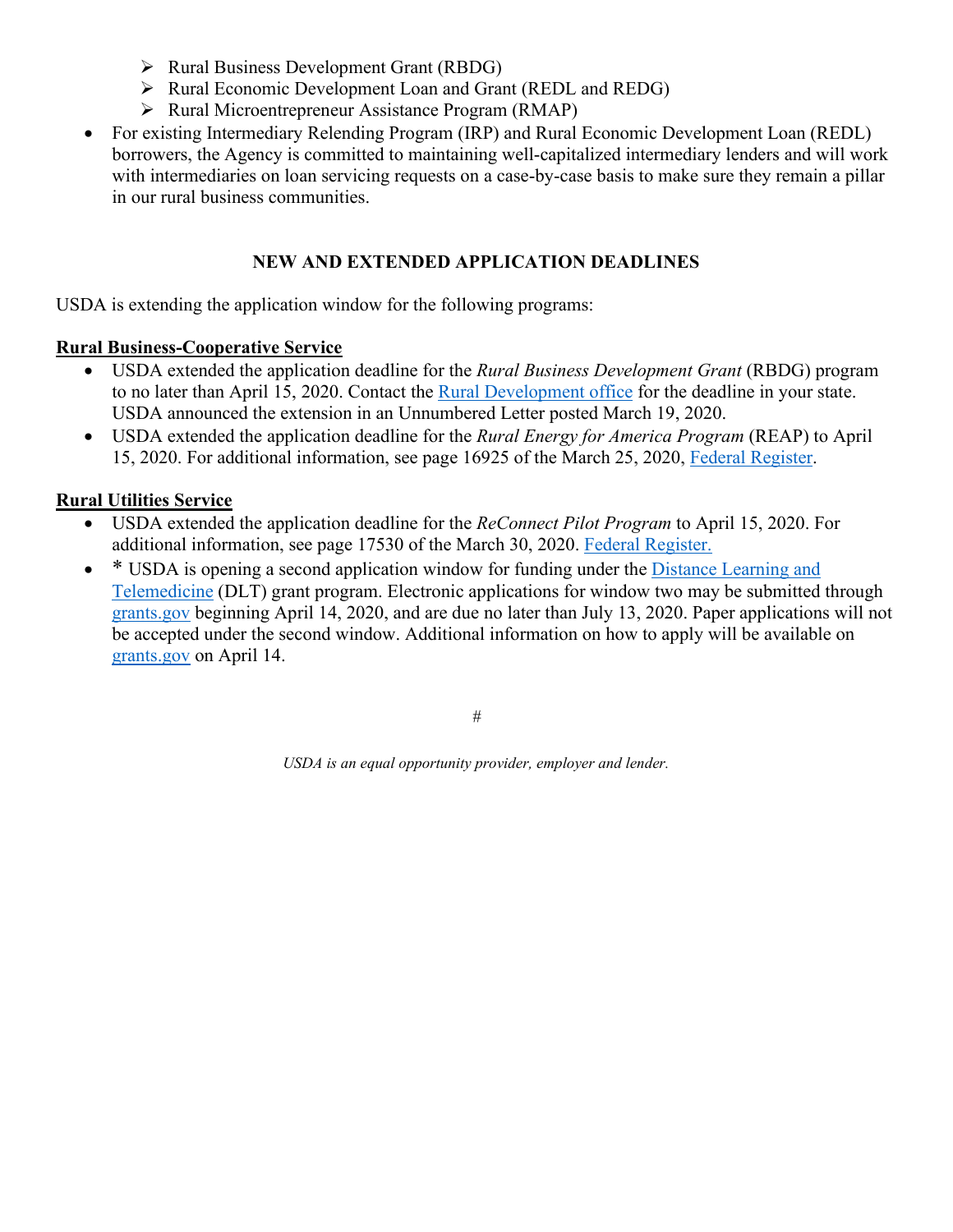- ➢ Rural Business Development Grant (RBDG)
  - ➢ Rural Economic Development Loan and Grant (REDL and REDG)
  - ➢ Rural Microentrepreneur Assistance Program (RMAP)
- For existing Intermediary Relending Program (IRP) and Rural Economic Development Loan (REDL) borrowers, the Agency is committed to maintaining well-capitalized intermediary lenders and will work with intermediaries on loan servicing requests on a case-by-case basis to make sure they remain a pillar in our rural business communities.

## NEW AND EXTENDED APPLICATION DEADLINES

USDA is extending the application window for the following programs:

**Rural Business-Cooperative Service**

- USDA extended the application deadline for the *Rural Business Development Grant* (RBDG) program to no later than April 15, 2020. Contact the Rural Development office for the deadline in your state. USDA announced the extension in an Unnumbered Letter posted March 19, 2020.
- USDA extended the application deadline for the *Rural Energy for America Program* (REAP) to April 15, 2020. For additional information, see page 16925 of the March 25, 2020, Federal Register.

**Rural Utilities Service**

- USDA extended the application deadline for the *ReConnect Pilot Program* to April 15, 2020. For additional information, see page 17530 of the March 30, 2020. Federal Register.
- * USDA is opening a second application window for funding under the Distance Learning and Telemedicine (DLT) grant program. Electronic applications for window two may be submitted through grants.gov beginning April 14, 2020, and are due no later than July 13, 2020. Paper applications will not be accepted under the second window. Additional information on how to apply will be available on grants.gov on April 14.

#

*USDA is an equal opportunity provider, employer and lender.*